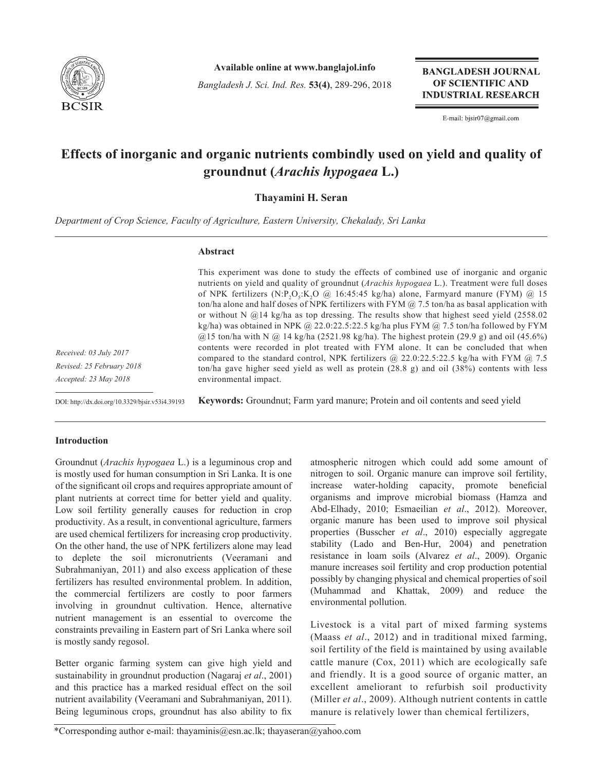# Effects of inorganic and organic nutrients combindly used on yield and quality of groundnut (*Arachis hypogaea* L.)

**Thayamini H. Seran**

*Department of Crop Science, Faculty of Agriculture, Eastern University, Chekalady, Sri Lanka*

*Received: 03 July 2017*
*Revised: 25 February 2018*
*Accepted: 23 May 2018*

DOI: http://dx.doi.org/10.3329/bjsir.v53i4.39193

## Abstract

This experiment was done to study the effects of combined use of inorganic and organic nutrients on yield and quality of groundnut (*Arachis hypogaea* L.). Treatment were full doses of NPK fertilizers ($N:P_2O_5:K_2O$ @ 16:45:45 kg/ha) alone, Farmyard manure (FYM) @ 15 ton/ha alone and half doses of NPK fertilizers with FYM @ 7.5 ton/ha as basal application with or without N @14 kg/ha as top dressing. The results show that highest seed yield (2558.02 kg/ha) was obtained in NPK @ 22.0:22.5:22.5 kg/ha plus FYM @ 7.5 ton/ha followed by FYM @15 ton/ha with N @ 14 kg/ha (2521.98 kg/ha). The highest protein (29.9 g) and oil (45.6%) contents were recorded in plot treated with FYM alone. It can be concluded that when compared to the standard control, NPK fertilizers @ 22.0:22.5:22.5 kg/ha with FYM @ 7.5 ton/ha gave higher seed yield as well as protein (28.8 g) and oil (38%) contents with less environmental impact.

**Keywords:** Groundnut; Farm yard manure; Protein and oil contents and seed yield

## Introduction

Groundnut (*Arachis hypogaea* L.) is a leguminous crop and is mostly used for human consumption in Sri Lanka. It is one of the significant oil crops and requires appropriate amount of plant nutrients at correct time for better yield and quality. Low soil fertility generally causes for reduction in crop productivity. As a result, in conventional agriculture, farmers are used chemical fertilizers for increasing crop productivity. On the other hand, the use of NPK fertilizers alone may lead to deplete the soil micronutrients (Veeramani and Subrahmaniyan, 2011) and also excess application of these fertilizers has resulted environmental problem. In addition, the commercial fertilizers are costly to poor farmers involving in groundnut cultivation. Hence, alternative nutrient management is an essential to overcome the constraints prevailing in Eastern part of Sri Lanka where soil is mostly sandy regosol.

Better organic farming system can give high yield and sustainability in groundnut production (Nagaraj *et al*., 2001) and this practice has a marked residual effect on the soil nutrient availability (Veeramani and Subrahmaniyan, 2011). Being leguminous crops, groundnut has also ability to fix atmospheric nitrogen which could add some amount of nitrogen to soil. Organic manure can improve soil fertility, increase water-holding capacity, promote beneficial organisms and improve microbial biomass (Hamza and Abd-Elhady, 2010; Esmaeilian *et al*., 2012). Moreover, organic manure has been used to improve soil physical properties (Busscher *et al*., 2010) especially aggregate stability (Lado and Ben-Hur, 2004) and penetration resistance in loam soils (Alvarez *et al*., 2009). Organic manure increases soil fertility and crop production potential possibly by changing physical and chemical properties of soil (Muhammad and Khattak, 2009) and reduce the environmental pollution.

Livestock is a vital part of mixed farming systems (Maass *et al*., 2012) and in traditional mixed farming, soil fertility of the field is maintained by using available cattle manure (Cox, 2011) which are ecologically safe and friendly. It is a good source of organic matter, an excellent ameliorant to refurbish soil productivity (Miller *et al*., 2009). Although nutrient contents in cattle manure is relatively lower than chemical fertilizers,

*Corresponding author e-mail: thayaminis@esn.ac.lk; thayaseran@yahoo.com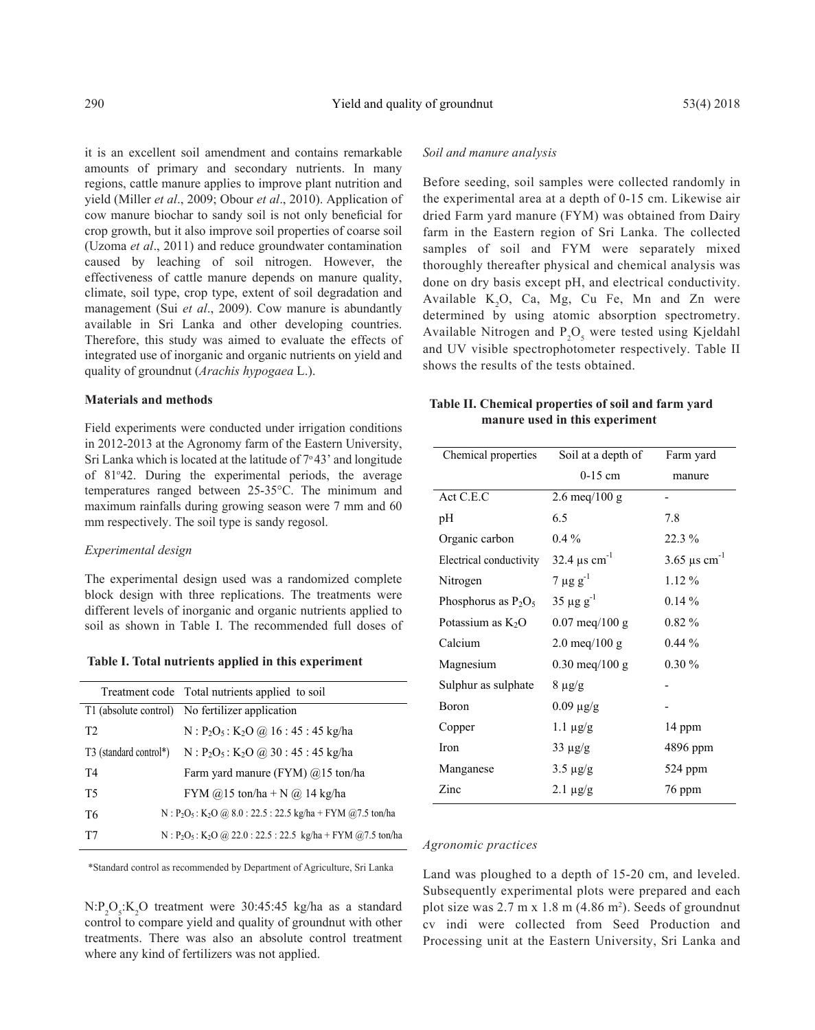it is an excellent soil amendment and contains remarkable amounts of primary and secondary nutrients. In many regions, cattle manure applies to improve plant nutrition and yield (Miller *et al*., 2009; Obour *et al*., 2010). Application of cow manure biochar to sandy soil is not only beneficial for crop growth, but it also improve soil properties of coarse soil (Uzoma *et al*., 2011) and reduce groundwater contamination caused by leaching of soil nitrogen. However, the effectiveness of cattle manure depends on manure quality, climate, soil type, crop type, extent of soil degradation and management (Sui *et al*., 2009). Cow manure is abundantly available in Sri Lanka and other developing countries. Therefore, this study was aimed to evaluate the effects of integrated use of inorganic and organic nutrients on yield and quality of groundnut (*Arachis hypogaea* L.).

## Materials and methods

Field experiments were conducted under irrigation conditions in 2012-2013 at the Agronomy farm of the Eastern University, Sri Lanka which is located at the latitude of 7°43' and longitude of 81°42. During the experimental periods, the average temperatures ranged between 25-35°C. The minimum and maximum rainfalls during growing season were 7 mm and 60 mm respectively. The soil type is sandy regosol.

### *Experimental design*

The experimental design used was a randomized complete block design with three replications. The treatments were different levels of inorganic and organic nutrients applied to soil as shown in Table I. The recommended full doses of $N:P_2O_5:K_2O$ treatment were 30:45:45 kg/ha as a standard control to compare yield and quality of groundnut with other treatments. There was also an absolute control treatment where any kind of fertilizers was not applied.

**Table I. Total nutrients applied in this experiment**

| Treatment code | Total nutrients applied to soil |
|---|---|
| T1 (absolute control) | No fertilizer application |
| T2 | $N : P_2O_5 : K_2O$ @ 16 : 45 : 45 kg/ha |
| T3 (standard control*) | $N : P_2O_5 : K_2O$ @ 30 : 45 : 45 kg/ha |
| T4 | Farm yard manure (FYM) @15 ton/ha |
| T5 | FYM @15 ton/ha + N @ 14 kg/ha |
| T6 | $N : P_2O_5 : K_2O$ @ 8.0 : 22.5 : 22.5 kg/ha + FYM @7.5 ton/ha |
| T7 | $N : P_2O_5 : K_2O$ @ 22.0 : 22.5 : 22.5 kg/ha + FYM @7.5 ton/ha |

*Standard control as recommended by Department of Agriculture, Sri Lanka

### *Soil and manure analysis*

Before seeding, soil samples were collected randomly in the experimental area at a depth of 0-15 cm. Likewise air dried Farm yard manure (FYM) was obtained from Dairy farm in the Eastern region of Sri Lanka. The collected samples of soil and FYM were separately mixed thoroughly thereafter physical and chemical analysis was done on dry basis except pH, and electrical conductivity. Available $K_2O$, Ca, Mg, Cu Fe, Mn and Zn were determined by using atomic absorption spectrometry. Available Nitrogen and $P_2O_5$ were tested using Kjeldahl and UV visible spectrophotometer respectively. Table II shows the results of the tests obtained.

**Table II. Chemical properties of soil and farm yard manure used in this experiment**

| Chemical properties | Soil at a depth of 0-15 cm | Farm yard manure |
|---|---|---|
| Act C.E.C | 2.6 meq/100 g | - |
| pH | 6.5 | 7.8 |
| Organic carbon | 0.4 % | 22.3 % |
| Electrical conductivity | 32.4 μs $cm^{-1}$ | 3.65 μs $cm^{-1}$ |
| Nitrogen | 7 μg $g^{-1}$ | 1.12 % |
| Phosphorus as $P_2O_5$ | 35 μg $g^{-1}$ | 0.14 % |
| Potassium as $K_2O$ | 0.07 meq/100 g | 0.82 % |
| Calcium | 2.0 meq/100 g | 0.44 % |
| Magnesium | 0.30 meq/100 g | 0.30 % |
| Sulphur as sulphate | 8 μg/g | - |
| Boron | 0.09 μg/g | - |
| Copper | 1.1 μg/g | 14 ppm |
| Iron | 33 μg/g | 4896 ppm |
| Manganese | 3.5 μg/g | 524 ppm |
| Zinc | 2.1 μg/g | 76 ppm |

### *Agronomic practices*

Land was ploughed to a depth of 15-20 cm, and leveled. Subsequently experimental plots were prepared and each plot size was 2.7 m x 1.8 m (4.86 $m^2$). Seeds of groundnut cv indi were collected from Seed Production and Processing unit at the Eastern University, Sri Lanka and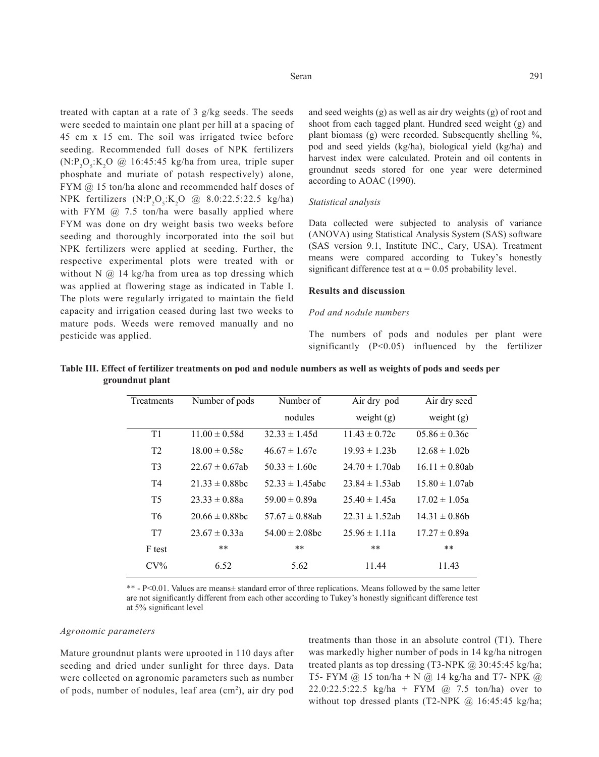treated with captan at a rate of 3 g/kg seeds. The seeds were seeded to maintain one plant per hill at a spacing of 45 cm x 15 cm. The soil was irrigated twice before seeding. Recommended full doses of NPK fertilizers ($N:P_2O_5:K_2O$ @ 16:45:45 kg/ha from urea, triple super phosphate and muriate of potash respectively) alone, FYM @ 15 ton/ha alone and recommended half doses of NPK fertilizers ($N:P_2O_5:K_2O$ @ 8.0:22.5:22.5 kg/ha) with FYM @ 7.5 ton/ha were basally applied where FYM was done on dry weight basis two weeks before seeding and thoroughly incorporated into the soil but NPK fertilizers were applied at seeding. Further, the respective experimental plots were treated with or without N @ 14 kg/ha from urea as top dressing which was applied at flowering stage as indicated in Table I. The plots were regularly irrigated to maintain the field capacity and irrigation ceased during last two weeks to mature pods. Weeds were removed manually and no pesticide was applied.

*Agronomic parameters*

Mature groundnut plants were uprooted in 110 days after seeding and dried under sunlight for three days. Data were collected on agronomic parameters such as number of pods, number of nodules, leaf area ($cm^2$), air dry pod and seed weights (g) as well as air dry weights (g) of root and shoot from each tagged plant. Hundred seed weight (g) and plant biomass (g) were recorded. Subsequently shelling %, pod and seed yields (kg/ha), biological yield (kg/ha) and harvest index were calculated. Protein and oil contents in groundnut seeds stored for one year were determined according to AOAC (1990).

*Statistical analysis*

Data collected were subjected to analysis of variance (ANOVA) using Statistical Analysis System (SAS) software (SAS version 9.1, Institute INC., Cary, USA). Treatment means were compared according to Tukey's honestly significant difference test at $\alpha = 0.05$ probability level.

## Results and discussion

*Pod and nodule numbers*

The numbers of pods and nodules per plant were significantly ($P<0.05$) influenced by the fertilizer treatments than those in an absolute control (T1). There was markedly higher number of pods in 14 kg/ha nitrogen treated plants as top dressing (T3-NPK @ 30:45:45 kg/ha; T5- FYM @ 15 ton/ha + N @ 14 kg/ha and T7- NPK @ 22.0:22.5:22.5 kg/ha + FYM @ 7.5 ton/ha) over to without top dressed plants (T2-NPK @ 16:45:45 kg/ha;

**Table III. Effect of fertilizer treatments on pod and nodule numbers as well as weights of pods and seeds per groundnut plant**

| Treatments | Number of pods | Number of nodules | Air dry pod weight (g) | Air dry seed weight (g) |
|---|---|---|---|---|
| T1 | 11.00 ± 0.58d | 32.33 ± 1.45d | 11.43 ± 0.72c | 05.86 ± 0.36c |
| T2 | 18.00 ± 0.58c | 46.67 ± 1.67c | 19.93 ± 1.23b | 12.68 ± 1.02b |
| T3 | 22.67 ± 0.67ab | 50.33 ± 1.60c | 24.70 ± 1.70ab | 16.11 ± 0.80ab |
| T4 | 21.33 ± 0.88bc | 52.33 ± 1.45abc | 23.84 ± 1.53ab | 15.80 ± 1.07ab |
| T5 | 23.33 ± 0.88a | 59.00 ± 0.89a | 25.40 ± 1.45a | 17.02 ± 1.05a |
| T6 | 20.66 ± 0.88bc | 57.67 ± 0.88ab | 22.31 ± 1.52ab | 14.31 ± 0.86b |
| T7 | 23.67 ± 0.33a | 54.00 ± 2.08bc | 25.96 ± 1.11a | 17.27 ± 0.89a |
| F test | ** | ** | ** | ** |
| CV% | 6.52 | 5.62 | 11.44 | 11.43 |

** - $P<0.01$. Values are means± standard error of three replications. Means followed by the same letter are not significantly different from each other according to Tukey's honestly significant difference test at 5% significant level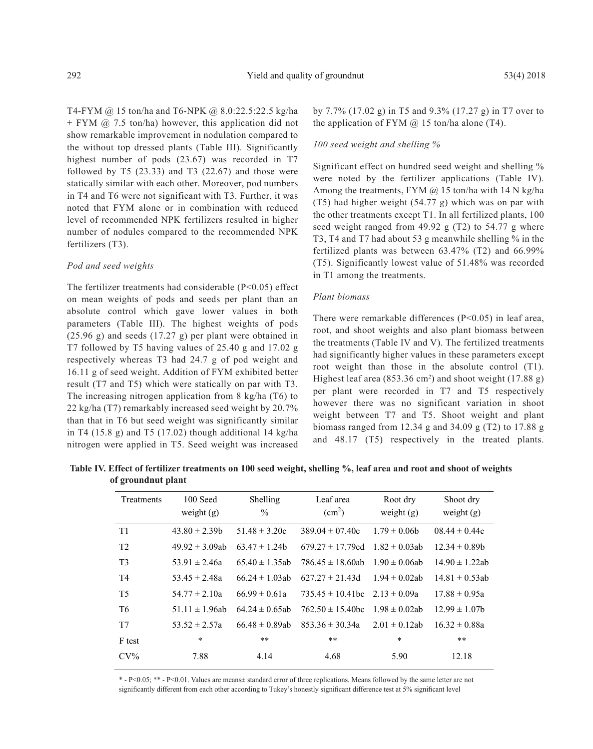T4-FYM @ 15 ton/ha and T6-NPK @ 8.0:22.5:22.5 kg/ha + FYM @ 7.5 ton/ha) however, this application did not show remarkable improvement in nodulation compared to the without top dressed plants (Table III). Significantly highest number of pods (23.67) was recorded in T7 followed by T5 (23.33) and T3 (22.67) and those were statically similar with each other. Moreover, pod numbers in T4 and T6 were not significant with T3. Further, it was noted that FYM alone or in combination with reduced level of recommended NPK fertilizers resulted in higher number of nodules compared to the recommended NPK fertilizers (T3).

*Pod and seed weights*

The fertilizer treatments had considerable ($P<0.05$) effect on mean weights of pods and seeds per plant than an absolute control which gave lower values in both parameters (Table III). The highest weights of pods (25.96 g) and seeds (17.27 g) per plant were obtained in T7 followed by T5 having values of 25.40 g and 17.02 g respectively whereas T3 had 24.7 g of pod weight and 16.11 g of seed weight. Addition of FYM exhibited better result (T7 and T5) which were statically on par with T3. The increasing nitrogen application from 8 kg/ha (T6) to 22 kg/ha (T7) remarkably increased seed weight by 20.7% than that in T6 but seed weight was significantly similar in T4 (15.8 g) and T5 (17.02) though additional 14 kg/ha nitrogen were applied in T5. Seed weight was increased by 7.7% (17.02 g) in T5 and 9.3% (17.27 g) in T7 over to the application of FYM @ 15 ton/ha alone (T4).

*100 seed weight and shelling %*

Significant effect on hundred seed weight and shelling % were noted by the fertilizer applications (Table IV). Among the treatments, FYM @ 15 ton/ha with 14 N kg/ha (T5) had higher weight (54.77 g) which was on par with the other treatments except T1. In all fertilized plants, 100 seed weight ranged from 49.92 g (T2) to 54.77 g where T3, T4 and T7 had about 53 g meanwhile shelling % in the fertilized plants was between 63.47% (T2) and 66.99% (T5). Significantly lowest value of 51.48% was recorded in T1 among the treatments.

*Plant biomass*

There were remarkable differences ($P<0.05$) in leaf area, root, and shoot weights and also plant biomass between the treatments (Table IV and V). The fertilized treatments had significantly higher values in these parameters except root weight than those in the absolute control (T1). Highest leaf area (853.36 $cm^2$) and shoot weight (17.88 g) per plant were recorded in T7 and T5 respectively however there was no significant variation in shoot weight between T7 and T5. Shoot weight and plant biomass ranged from 12.34 g and 34.09 g (T2) to 17.88 g and 48.17 (T5) respectively in the treated plants.

**Table IV. Effect of fertilizer treatments on 100 seed weight, shelling %, leaf area and root and shoot of weights of groundnut plant**

| Treatments | 100 Seed weight (g) | Shelling % | Leaf area ($cm^2$) | Root dry weight (g) | Shoot dry weight (g) |
|---|---|---|---|---|---|
| T1 | 43.80 ± 2.39b | 51.48 ± 3.20c | 389.04 ± 07.40e | 1.79 ± 0.06b | 08.44 ± 0.44c |
| T2 | 49.92 ± 3.09ab | 63.47 ± 1.24b | 679.27 ± 17.79cd | 1.82 ± 0.03ab | 12.34 ± 0.89b |
| T3 | 53.91 ± 2.46a | 65.40 ± 1.35ab | 786.45 ± 18.60ab | 1.90 ± 0.06ab | 14.90 ± 1.22ab |
| T4 | 53.45 ± 2.48a | 66.24 ± 1.03ab | 627.27 ± 21.43d | 1.94 ± 0.02ab | 14.81 ± 0.53ab |
| T5 | 54.77 ± 2.10a | 66.99 ± 0.61a | 735.45 ± 10.41bc | 2.13 ± 0.09a | 17.88 ± 0.95a |
| T6 | 51.11 ± 1.96ab | 64.24 ± 0.65ab | 762.50 ± 15.40bc | 1.98 ± 0.02ab | 12.99 ± 1.07b |
| T7 | 53.52 ± 2.57a | 66.48 ± 0.89ab | 853.36 ± 30.34a | 2.01 ± 0.12ab | 16.32 ± 0.88a |
| F test | * | ** | ** | * | ** |
| CV% | 7.88 | 4.14 | 4.68 | 5.90 | 12.18 |

* - $P<0.05$; ** - $P<0.01$. Values are means± standard error of three replications. Means followed by the same letter are not significantly different from each other according to Tukey's honestly significant difference test at 5% significant level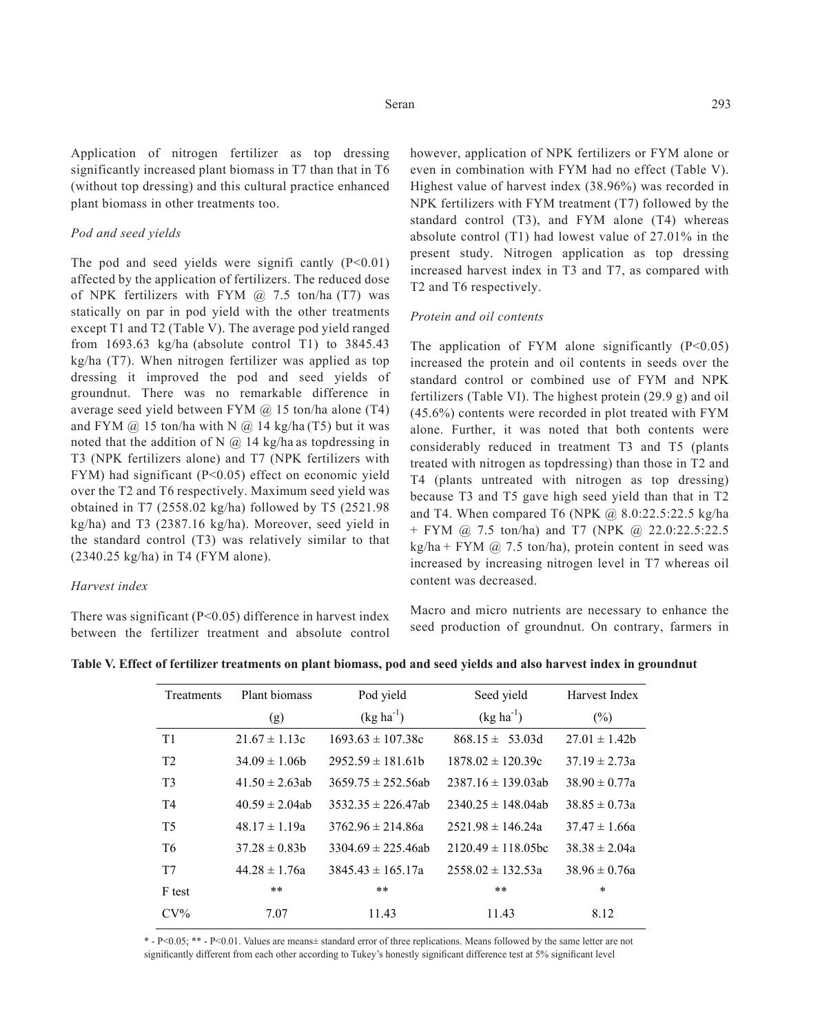Application of nitrogen fertilizer as top dressing significantly increased plant biomass in T7 than that in T6 (without top dressing) and this cultural practice enhanced plant biomass in other treatments too.

*Pod and seed yields*

The pod and seed yields were signifi cantly ($P<0.01$) affected by the application of fertilizers. The reduced dose of NPK fertilizers with FYM @ 7.5 ton/ha (T7) was statically on par in pod yield with the other treatments except T1 and T2 (Table V). The average pod yield ranged from 1693.63 kg/ha (absolute control T1) to 3845.43 kg/ha (T7). When nitrogen fertilizer was applied as top dressing it improved the pod and seed yields of groundnut. There was no remarkable difference in average seed yield between FYM @ 15 ton/ha alone (T4) and FYM @ 15 ton/ha with N @ 14 kg/ha (T5) but it was noted that the addition of N @ 14 kg/ha as topdressing in T3 (NPK fertilizers alone) and T7 (NPK fertilizers with FYM) had significant ($P<0.05$) effect on economic yield over the T2 and T6 respectively. Maximum seed yield was obtained in T7 (2558.02 kg/ha) followed by T5 (2521.98 kg/ha) and T3 (2387.16 kg/ha). Moreover, seed yield in the standard control (T3) was relatively similar to that (2340.25 kg/ha) in T4 (FYM alone).

*Harvest index*

There was significant ($P<0.05$) difference in harvest index between the fertilizer treatment and absolute control however, application of NPK fertilizers or FYM alone or even in combination with FYM had no effect (Table V). Highest value of harvest index (38.96%) was recorded in NPK fertilizers with FYM treatment (T7) followed by the standard control (T3), and FYM alone (T4) whereas absolute control (T1) had lowest value of 27.01% in the present study. Nitrogen application as top dressing increased harvest index in T3 and T7, as compared with T2 and T6 respectively.

*Protein and oil contents*

The application of FYM alone significantly ($P<0.05$) increased the protein and oil contents in seeds over the standard control or combined use of FYM and NPK fertilizers (Table VI). The highest protein (29.9 g) and oil (45.6%) contents were recorded in plot treated with FYM alone. Further, it was noted that both contents were considerably reduced in treatment T3 and T5 (plants treated with nitrogen as topdressing) than those in T2 and T4 (plants untreated with nitrogen as top dressing) because T3 and T5 gave high seed yield than that in T2 and T4. When compared T6 (NPK @ 8.0:22.5:22.5 kg/ha + FYM @ 7.5 ton/ha) and T7 (NPK @ 22.0:22.5:22.5 kg/ha + FYM @ 7.5 ton/ha), protein content in seed was increased by increasing nitrogen level in T7 whereas oil content was decreased.

Macro and micro nutrients are necessary to enhance the seed production of groundnut. On contrary, farmers in

**Table V. Effect of fertilizer treatments on plant biomass, pod and seed yields and also harvest index in groundnut**

| Treatments | Plant biomass (g) | Pod yield ($kg\ ha^{-1}$) | Seed yield ($kg\ ha^{-1}$) | Harvest Index (%) |
|---|---|---|---|---|
| T1 | 21.67 ± 1.13c | 1693.63 ± 107.38c | 868.15 ± 53.03d | 27.01 ± 1.42b |
| T2 | 34.09 ± 1.06b | 2952.59 ± 181.61b | 1878.02 ± 120.39c | 37.19 ± 2.73a |
| T3 | 41.50 ± 2.63ab | 3659.75 ± 252.56ab | 2387.16 ± 139.03ab | 38.90 ± 0.77a |
| T4 | 40.59 ± 2.04ab | 3532.35 ± 226.47ab | 2340.25 ± 148.04ab | 38.85 ± 0.73a |
| T5 | 48.17 ± 1.19a | 3762.96 ± 214.86a | 2521.98 ± 146.24a | 37.47 ± 1.66a |
| T6 | 37.28 ± 0.83b | 3304.69 ± 225.46ab | 2120.49 ± 118.05bc | 38.38 ± 2.04a |
| T7 | 44.28 ± 1.76a | 3845.43 ± 165.17a | 2558.02 ± 132.53a | 38.96 ± 0.76a |
| F test | ** | ** | ** | * |
| CV% | 7.07 | 11.43 | 11.43 | 8.12 |

* - $P<0.05$; ** - $P<0.01$. Values are means± standard error of three replications. Means followed by the same letter are not significantly different from each other according to Tukey's honestly significant difference test at 5% significant level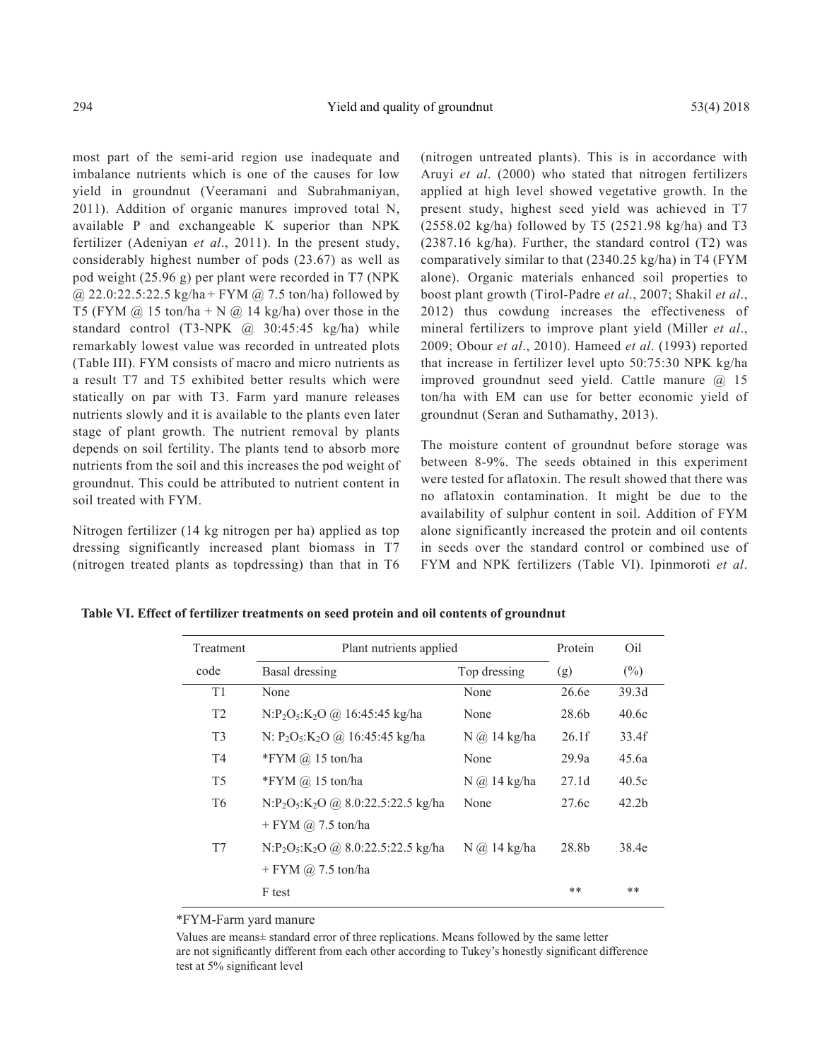most part of the semi-arid region use inadequate and imbalance nutrients which is one of the causes for low yield in groundnut (Veeramani and Subrahmaniyan, 2011). Addition of organic manures improved total N, available P and exchangeable K superior than NPK fertilizer (Adeniyan *et al*., 2011). In the present study, considerably highest number of pods (23.67) as well as pod weight (25.96 g) per plant were recorded in T7 (NPK @ 22.0:22.5:22.5 kg/ha + FYM @ 7.5 ton/ha) followed by T5 (FYM @ 15 ton/ha + N @ 14 kg/ha) over those in the standard control (T3-NPK @ 30:45:45 kg/ha) while remarkably lowest value was recorded in untreated plots (Table III). FYM consists of macro and micro nutrients as a result T7 and T5 exhibited better results which were statically on par with T3. Farm yard manure releases nutrients slowly and it is available to the plants even later stage of plant growth. The nutrient removal by plants depends on soil fertility. The plants tend to absorb more nutrients from the soil and this increases the pod weight of groundnut. This could be attributed to nutrient content in soil treated with FYM.

Nitrogen fertilizer (14 kg nitrogen per ha) applied as top dressing significantly increased plant biomass in T7 (nitrogen treated plants as topdressing) than that in T6 (nitrogen untreated plants). This is in accordance with Aruyi *et al*. (2000) who stated that nitrogen fertilizers applied at high level showed vegetative growth. In the present study, highest seed yield was achieved in T7 (2558.02 kg/ha) followed by T5 (2521.98 kg/ha) and T3 (2387.16 kg/ha). Further, the standard control (T2) was comparatively similar to that (2340.25 kg/ha) in T4 (FYM alone). Organic materials enhanced soil properties to boost plant growth (Tirol-Padre *et al*., 2007; Shakil *et al*., 2012) thus cowdung increases the effectiveness of mineral fertilizers to improve plant yield (Miller *et al*., 2009; Obour *et al*., 2010). Hameed *et al*. (1993) reported that increase in fertilizer level upto 50:75:30 NPK kg/ha improved groundnut seed yield. Cattle manure @ 15 ton/ha with EM can use for better economic yield of groundnut (Seran and Suthamathy, 2013).

The moisture content of groundnut before storage was between 8-9%. The seeds obtained in this experiment were tested for aflatoxin. The result showed that there was no aflatoxin contamination. It might be due to the availability of sulphur content in soil. Addition of FYM alone significantly increased the protein and oil contents in seeds over the standard control or combined use of FYM and NPK fertilizers (Table VI). Ipinmoroti *et al*.

**Table VI. Effect of fertilizer treatments on seed protein and oil contents of groundnut**

| Treatment | Plant nutrients applied | | Protein | Oil |
|---|---|---|---|---|
| code | Basal dressing | Top dressing | (g) | (%) |
| T1 | None | None | 26.6e | 39.3d |
| T2 | $N:P_2O_5:K_2O$ @ 16:45:45 kg/ha | None | 28.6b | 40.6c |
| T3 | $N: P_2O_5:K_2O$ @ 16:45:45 kg/ha | N @ 14 kg/ha | 26.1f | 33.4f |
| T4 | *FYM @ 15 ton/ha | None | 29.9a | 45.6a |
| T5 | *FYM @ 15 ton/ha | N @ 14 kg/ha | 27.1d | 40.5c |
| T6 | $N:P_2O_5:K_2O$ @ 8.0:22.5:22.5 kg/ha + FYM @ 7.5 ton/ha | None | 27.6c | 42.2b |
| T7 | $N:P_2O_5:K_2O$ @ 8.0:22.5:22.5 kg/ha + FYM @ 7.5 ton/ha | N @ 14 kg/ha | 28.8b | 38.4e |
| | F test | | ** | ** |

*FYM-Farm yard manure

Values are means± standard error of three replications. Means followed by the same letter are not significantly different from each other according to Tukey's honestly significant difference test at 5% significant level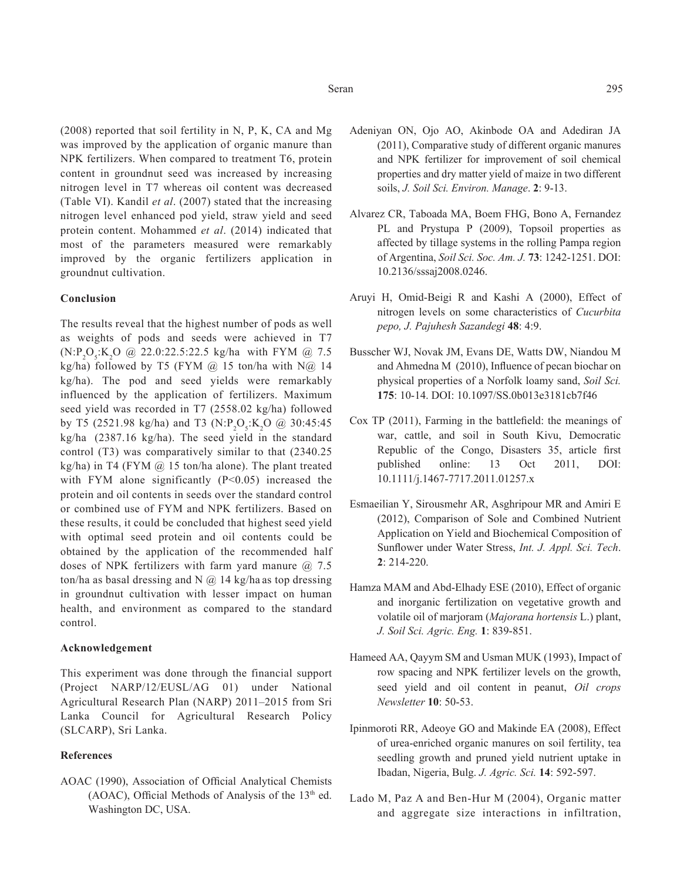(2008) reported that soil fertility in N, P, K, CA and Mg was improved by the application of organic manure than NPK fertilizers. When compared to treatment T6, protein content in groundnut seed was increased by increasing nitrogen level in T7 whereas oil content was decreased (Table VI). Kandil *et al*. (2007) stated that the increasing nitrogen level enhanced pod yield, straw yield and seed protein content. Mohammed *et al*. (2014) indicated that most of the parameters measured were remarkably improved by the organic fertilizers application in groundnut cultivation.

### Conclusion

The results reveal that the highest number of pods as well as weights of pods and seeds were achieved in T7 ($N:P_2O_5:K_2O$ @ 22.0:22.5:22.5 kg/ha with FYM @ 7.5 kg/ha) followed by T5 (FYM @ 15 ton/ha with N@ 14 kg/ha). The pod and seed yields were remarkably influenced by the application of fertilizers. Maximum seed yield was recorded in T7 (2558.02 kg/ha) followed by T5 (2521.98 kg/ha) and T3 ($N:P_2O_5:K_2O$ @ 30:45:45 kg/ha (2387.16 kg/ha). The seed yield in the standard control (T3) was comparatively similar to that (2340.25 kg/ha) in T4 (FYM @ 15 ton/ha alone). The plant treated with FYM alone significantly ($P<0.05$) increased the protein and oil contents in seeds over the standard control or combined use of FYM and NPK fertilizers. Based on these results, it could be concluded that highest seed yield with optimal seed protein and oil contents could be obtained by the application of the recommended half doses of NPK fertilizers with farm yard manure @ 7.5 ton/ha as basal dressing and N @ 14 kg/ha as top dressing in groundnut cultivation with lesser impact on human health, and environment as compared to the standard control.

### Acknowledgement

This experiment was done through the financial support (Project NARP/12/EUSL/AG 01) under National Agricultural Research Plan (NARP) 2011–2015 from Sri Lanka Council for Agricultural Research Policy (SLCARP), Sri Lanka.

### References

AOAC (1990), Association of Official Analytical Chemists (AOAC), Official Methods of Analysis of the 13th ed. Washington DC, USA.

Adeniyan ON, Ojo AO, Akinbode OA and Adediran JA (2011), Comparative study of different organic manures and NPK fertilizer for improvement of soil chemical properties and dry matter yield of maize in two different soils, *J. Soil Sci. Environ. Manage*. **2**: 9-13.

Alvarez CR, Taboada MA, Boem FHG, Bono A, Fernandez PL and Prystupa P (2009), Topsoil properties as affected by tillage systems in the rolling Pampa region of Argentina, *Soil Sci. Soc. Am. J.* **73**: 1242-1251. DOI: 10.2136/sssaj2008.0246.

Aruyi H, Omid-Beigi R and Kashi A (2000), Effect of nitrogen levels on some characteristics of *Cucurbita pepo, J. Pajuhesh Sazandegi* **48**: 4:9.

Busscher WJ, Novak JM, Evans DE, Watts DW, Niandou M and Ahmedna M (2010), Influence of pecan biochar on physical properties of a Norfolk loamy sand, *Soil Sci.* **175**: 10-14. DOI: 10.1097/SS.0b013e3181cb7f46

Cox TP (2011), Farming in the battlefield: the meanings of war, cattle, and soil in South Kivu, Democratic Republic of the Congo, Disasters 35, article first published online: 13 Oct 2011, DOI: 10.1111/j.1467-7717.2011.01257.x

Esmaeilian Y, Sirousmehr AR, Asghripour MR and Amiri E (2012), Comparison of Sole and Combined Nutrient Application on Yield and Biochemical Composition of Sunflower under Water Stress, *Int. J. Appl. Sci. Tech*. **2**: 214-220.

Hamza MAM and Abd-Elhady ESE (2010), Effect of organic and inorganic fertilization on vegetative growth and volatile oil of marjoram (*Majorana hortensis* L.) plant, *J. Soil Sci. Agric. Eng.* **1**: 839-851.

Hameed AA, Qayym SM and Usman MUK (1993), Impact of row spacing and NPK fertilizer levels on the growth, seed yield and oil content in peanut, *Oil crops Newsletter* **10**: 50-53.

Ipinmoroti RR, Adeoye GO and Makinde EA (2008), Effect of urea-enriched organic manures on soil fertility, tea seedling growth and pruned yield nutrient uptake in Ibadan, Nigeria, Bulg. *J. Agric. Sci.* **14**: 592-597.

Lado M, Paz A and Ben-Hur M (2004), Organic matter and aggregate size interactions in infiltration,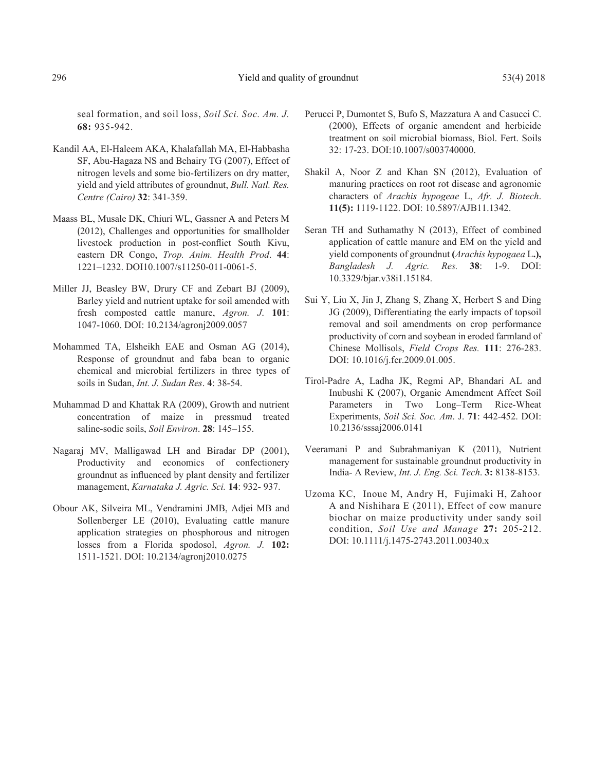seal formation, and soil loss, *Soil Sci. Soc. Am. J.* **68:** 935-942.

Kandil AA, El-Haleem AKA, Khalafallah MA, El-Habbasha SF, Abu-Hagaza NS and Behairy TG (2007), Effect of nitrogen levels and some bio-fertilizers on dry matter, yield and yield attributes of groundnut, *Bull. Natl. Res. Centre (Cairo)* **32**: 341-359.

Maass BL, Musale DK, Chiuri WL, Gassner A and Peters M (2012), Challenges and opportunities for smallholder livestock production in post-conflict South Kivu, eastern DR Congo, *Trop. Anim. Health Prod*. **44**: 1221–1232. DOI10.1007/s11250-011-0061-5.

Miller JJ, Beasley BW, Drury CF and Zebart BJ (2009), Barley yield and nutrient uptake for soil amended with fresh composted cattle manure, *Agron. J*. **101**: 1047-1060. DOI: 10.2134/agronj2009.0057

Mohammed TA, Elsheikh EAE and Osman AG (2014), Response of groundnut and faba bean to organic chemical and microbial fertilizers in three types of soils in Sudan, *Int. J. Sudan Res*. **4**: 38-54.

Muhammad D and Khattak RA (2009), Growth and nutrient concentration of maize in pressmud treated saline-sodic soils, *Soil Environ*. **28**: 145–155.

Nagaraj MV, Malligawad LH and Biradar DP (2001), Productivity and economics of confectionery groundnut as influenced by plant density and fertilizer management, *Karnataka J. Agric. Sci.* **14**: 932- 937.

Obour AK, Silveira ML, Vendramini JMB, Adjei MB and Sollenberger LE (2010), Evaluating cattle manure application strategies on phosphorous and nitrogen losses from a Florida spodosol, *Agron. J.* **102:** 1511-1521. DOI: 10.2134/agronj2010.0275

Perucci P, Dumontet S, Bufo S, Mazzatura A and Casucci C. (2000), Effects of organic amendent and herbicide treatment on soil microbial biomass, Biol. Fert. Soils 32: 17-23. DOI:10.1007/s003740000.

Shakil A, Noor Z and Khan SN (2012), Evaluation of manuring practices on root rot disease and agronomic characters of *Arachis hypogeae* L, *Afr. J. Biotech*. **11(5):** 1119-1122. DOI: 10.5897/AJB11.1342.

Seran TH and Suthamathy N (2013), Effect of combined application of cattle manure and EM on the yield and yield components of groundnut **(***Arachis hypogaea* L**.),** *Bangladesh J. Agric. Res.* **38**: 1-9. DOI: 10.3329/bjar.v38i1.15184.

Sui Y, Liu X, Jin J, Zhang S, Zhang X, Herbert S and Ding JG (2009), Differentiating the early impacts of topsoil removal and soil amendments on crop performance productivity of corn and soybean in eroded farmland of Chinese Mollisols, *Field Crops Res.* **111**: 276-283. DOI: 10.1016/j.fcr.2009.01.005.

Tirol-Padre A, Ladha JK, Regmi AP, Bhandari AL and Inubushi K (2007), Organic Amendment Affect Soil Parameters in Two Long–Term Rice-Wheat Experiments, *Soil Sci. Soc. Am*. J. **71**: 442-452. DOI: 10.2136/sssaj2006.0141

Veeramani P and Subrahmaniyan K (2011), Nutrient management for sustainable groundnut productivity in India- A Review, *Int. J. Eng. Sci. Tech*. **3:** 8138-8153.

Uzoma KC, Inoue M, Andry H, Fujimaki H, Zahoor A and Nishihara E (2011), Effect of cow manure biochar on maize productivity under sandy soil condition, *Soil Use and Manage* **27:** 205-212. DOI: 10.1111/j.1475-2743.2011.00340.x